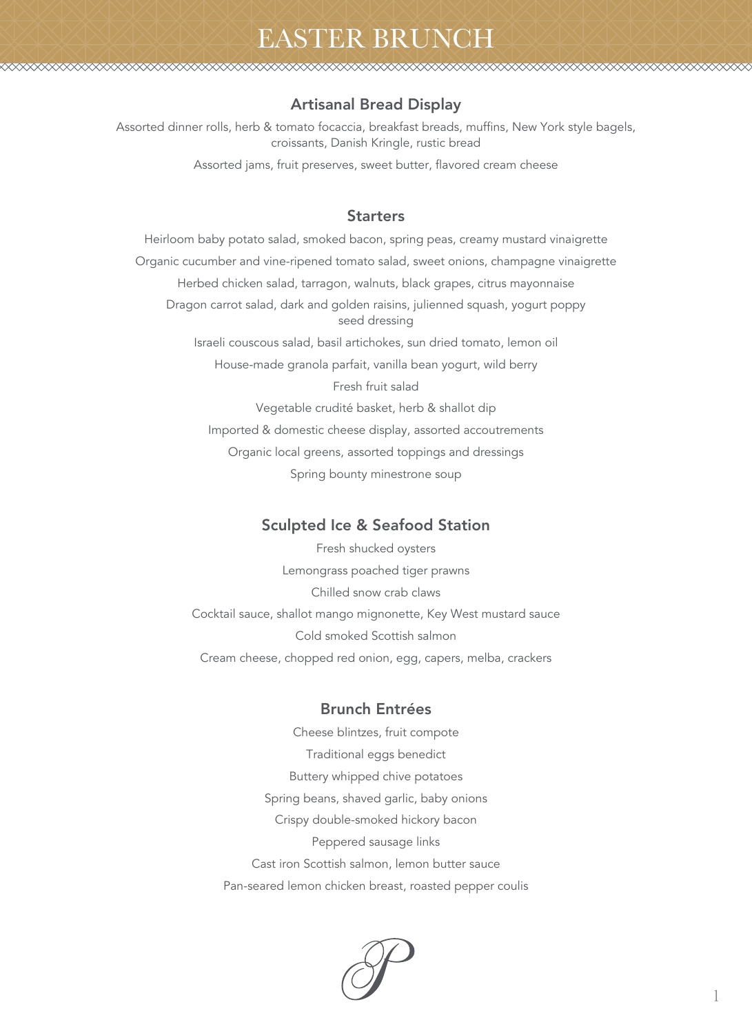# EASTER BRUNCH

## Artisanal Bread Display

Assorted dinner rolls, herb & tomato focaccia, breakfast breads, muffins, New York style bagels, croissants, Danish Kringle, rustic bread

Assorted jams, fruit preserves, sweet butter, flavored cream cheese

## Starters

Heirloom baby potato salad, smoked bacon, spring peas, creamy mustard vinaigrette

Organic cucumber and vine-ripened tomato salad, sweet onions, champagne vinaigrette

Herbed chicken salad, tarragon, walnuts, black grapes, citrus mayonnaise

Dragon carrot salad, dark and golden raisins, julienned squash, yogurt poppy seed dressing

Israeli couscous salad, basil artichokes, sun dried tomato, lemon oil

House-made granola parfait, vanilla bean yogurt, wild berry

Fresh fruit salad

Vegetable crudité basket, herb & shallot dip

Imported & domestic cheese display, assorted accoutrements

Organic local greens, assorted toppings and dressings

Spring bounty minestrone soup

## Sculpted Ice & Seafood Station

Fresh shucked oysters

Lemongrass poached tiger prawns

Chilled snow crab claws

Cocktail sauce, shallot mango mignonette, Key West mustard sauce

Cold smoked Scottish salmon

Cream cheese, chopped red onion, egg, capers, melba, crackers

## Brunch Entrées

Cheese blintzes, fruit compote

Traditional eggs benedict

Buttery whipped chive potatoes

Spring beans, shaved garlic, baby onions

Crispy double-smoked hickory bacon

Peppered sausage links

Cast iron Scottish salmon, lemon butter sauce

Pan-seared lemon chicken breast, roasted pepper coulis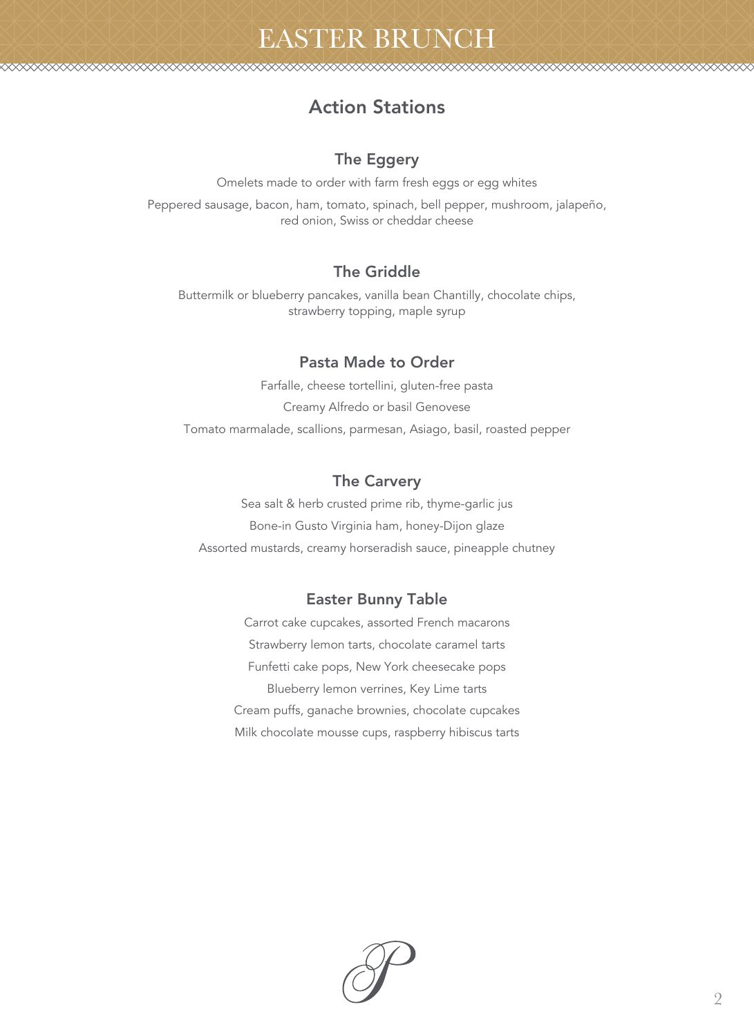# EASTER BRUNCH

## Action Stations

### The Eggery

Omelets made to order with farm fresh eggs or egg whites

Peppered sausage, bacon, ham, tomato, spinach, bell pepper, mushroom, jalapeño, red onion, Swiss or cheddar cheese

### The Griddle

Buttermilk or blueberry pancakes, vanilla bean Chantilly, chocolate chips, strawberry topping, maple syrup

### Pasta Made to Order

Farfalle, cheese tortellini, gluten-free pasta

Creamy Alfredo or basil Genovese

Tomato marmalade, scallions, parmesan, Asiago, basil, roasted pepper

### The Carvery

Sea salt & herb crusted prime rib, thyme-garlic jus

Bone-in Gusto Virginia ham, honey-Dijon glaze

Assorted mustards, creamy horseradish sauce, pineapple chutney

### Easter Bunny Table

Carrot cake cupcakes, assorted French macarons

Strawberry lemon tarts, chocolate caramel tarts

Funfetti cake pops, New York cheesecake pops

Blueberry lemon verrines, Key Lime tarts

Cream puffs, ganache brownies, chocolate cupcakes

Milk chocolate mousse cups, raspberry hibiscus tarts